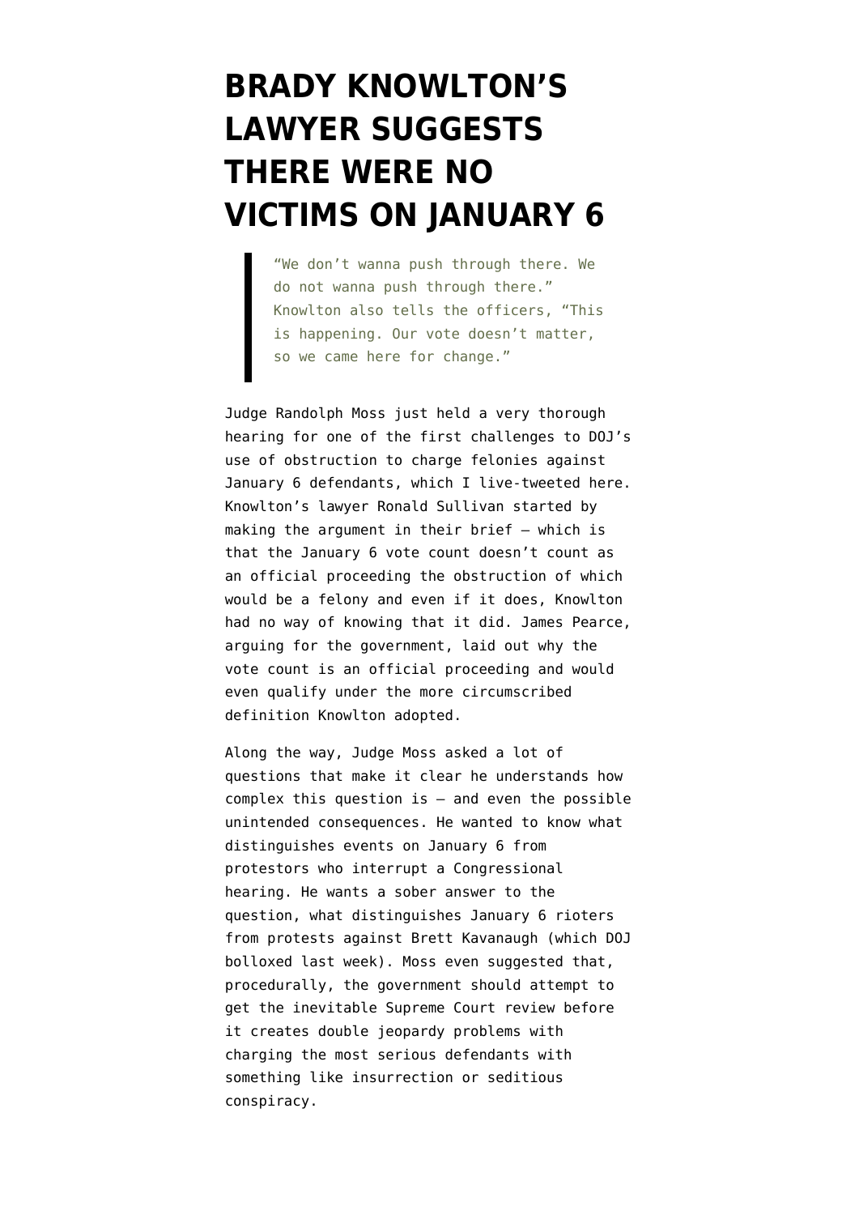# BRADY KNOWLTON'S LAWYER SUGGESTS THERE WERE NO VICTIMS ON JANUARY 6

> "We don't wanna push through there. We do not wanna push through there." Knowlton also tells the officers, "This is happening. Our vote doesn't matter, so we came here for change."

Judge Randolph Moss just held a very thorough hearing for one of the first challenges to DOJ's use of obstruction to charge felonies against January 6 defendants, which I live-tweeted here. Knowlton's lawyer Ronald Sullivan started by making the argument in their brief — which is that the January 6 vote count doesn't count as an official proceeding the obstruction of which would be a felony and even if it does, Knowlton had no way of knowing that it did. James Pearce, arguing for the government, laid out why the vote count is an official proceeding and would even qualify under the more circumscribed definition Knowlton adopted.

Along the way, Judge Moss asked a lot of questions that make it clear he understands how complex this question is — and even the possible unintended consequences. He wanted to know what distinguishes events on January 6 from protestors who interrupt a Congressional hearing. He wants a sober answer to the question, what distinguishes January 6 rioters from protests against Brett Kavanaugh (which DOJ bolloxed last week). Moss even suggested that, procedurally, the government should attempt to get the inevitable Supreme Court review before it creates double jeopardy problems with charging the most serious defendants with something like insurrection or seditious conspiracy.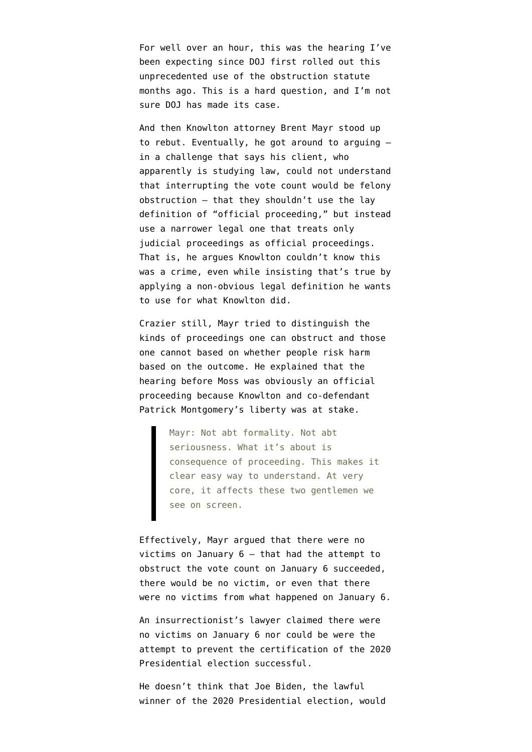For well over an hour, this was the hearing I've been expecting since DOJ first rolled out this unprecedented use of the obstruction statute months ago. This is a hard question, and I'm not sure DOJ has made its case.

And then Knowlton attorney Brent Mayr stood up to rebut. Eventually, he got around to arguing — in a challenge that says his client, who apparently is studying law, could not understand that interrupting the vote count would be felony obstruction — that they shouldn't use the lay definition of "official proceeding," but instead use a narrower legal one that treats only judicial proceedings as official proceedings. That is, he argues Knowlton couldn't know this was a crime, even while insisting that's true by applying a non-obvious legal definition he wants to use for what Knowlton did.

Crazier still, Mayr tried to distinguish the kinds of proceedings one can obstruct and those one cannot based on whether people risk harm based on the outcome. He explained that the hearing before Moss was obviously an official proceeding because Knowlton and co-defendant Patrick Montgomery's liberty was at stake.

> Mayr: Not abt formality. Not abt seriousness. What it's about is consequence of proceeding. This makes it clear easy way to understand. At very core, it affects these two gentlemen we see on screen.

Effectively, Mayr argued that there were no victims on January 6 — that had the attempt to obstruct the vote count on January 6 succeeded, there would be no victim, or even that there were no victims from what happened on January 6.

An insurrectionist's lawyer claimed there were no victims on January 6 nor could be were the attempt to prevent the certification of the 2020 Presidential election successful.

He doesn't think that Joe Biden, the lawful winner of the 2020 Presidential election, would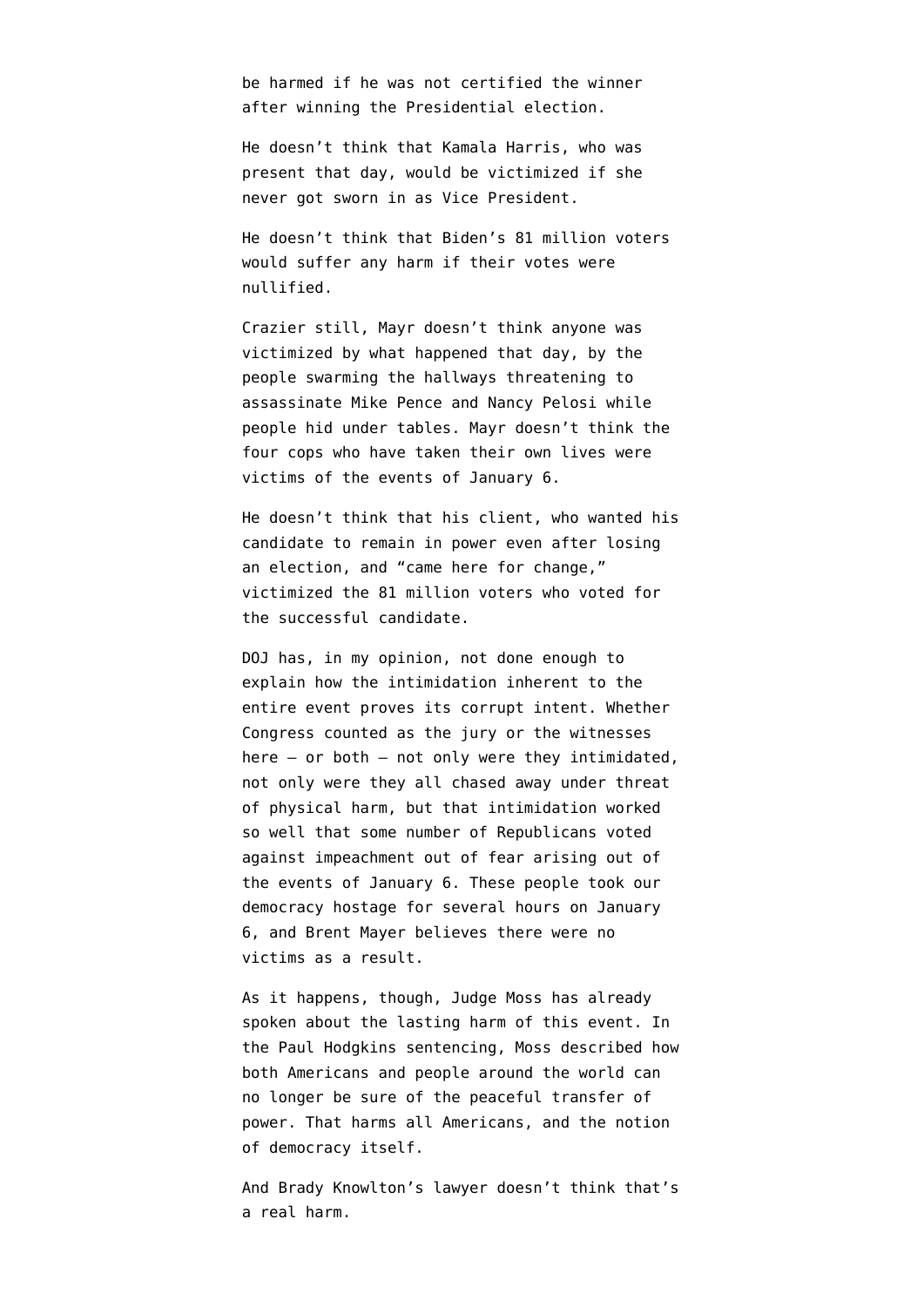be harmed if he was not certified the winner after winning the Presidential election.

He doesn't think that Kamala Harris, who was present that day, would be victimized if she never got sworn in as Vice President.

He doesn't think that Biden's 81 million voters would suffer any harm if their votes were nullified.

Crazier still, Mayr doesn't think anyone was victimized by what happened that day, by the people swarming the hallways threatening to assassinate Mike Pence and Nancy Pelosi while people hid under tables. Mayr doesn't think the four cops who have taken their own lives were victims of the events of January 6.

He doesn't think that his client, who wanted his candidate to remain in power even after losing an election, and "came here for change," victimized the 81 million voters who voted for the successful candidate.

DOJ has, in my opinion, not done enough to explain how the intimidation inherent to the entire event proves its corrupt intent. Whether Congress counted as the jury or the witnesses here — or both — not only were they intimidated, not only were they all chased away under threat of physical harm, but that intimidation worked so well that some number of Republicans voted against impeachment out of fear arising out of the events of January 6. These people took our democracy hostage for several hours on January 6, and Brent Mayer believes there were no victims as a result.

As it happens, though, Judge Moss has already spoken about the lasting harm of this event. In the Paul Hodgkins sentencing, Moss described how both Americans and people around the world can no longer be sure of the peaceful transfer of power. That harms all Americans, and the notion of democracy itself.

And Brady Knowlton's lawyer doesn't think that's a real harm.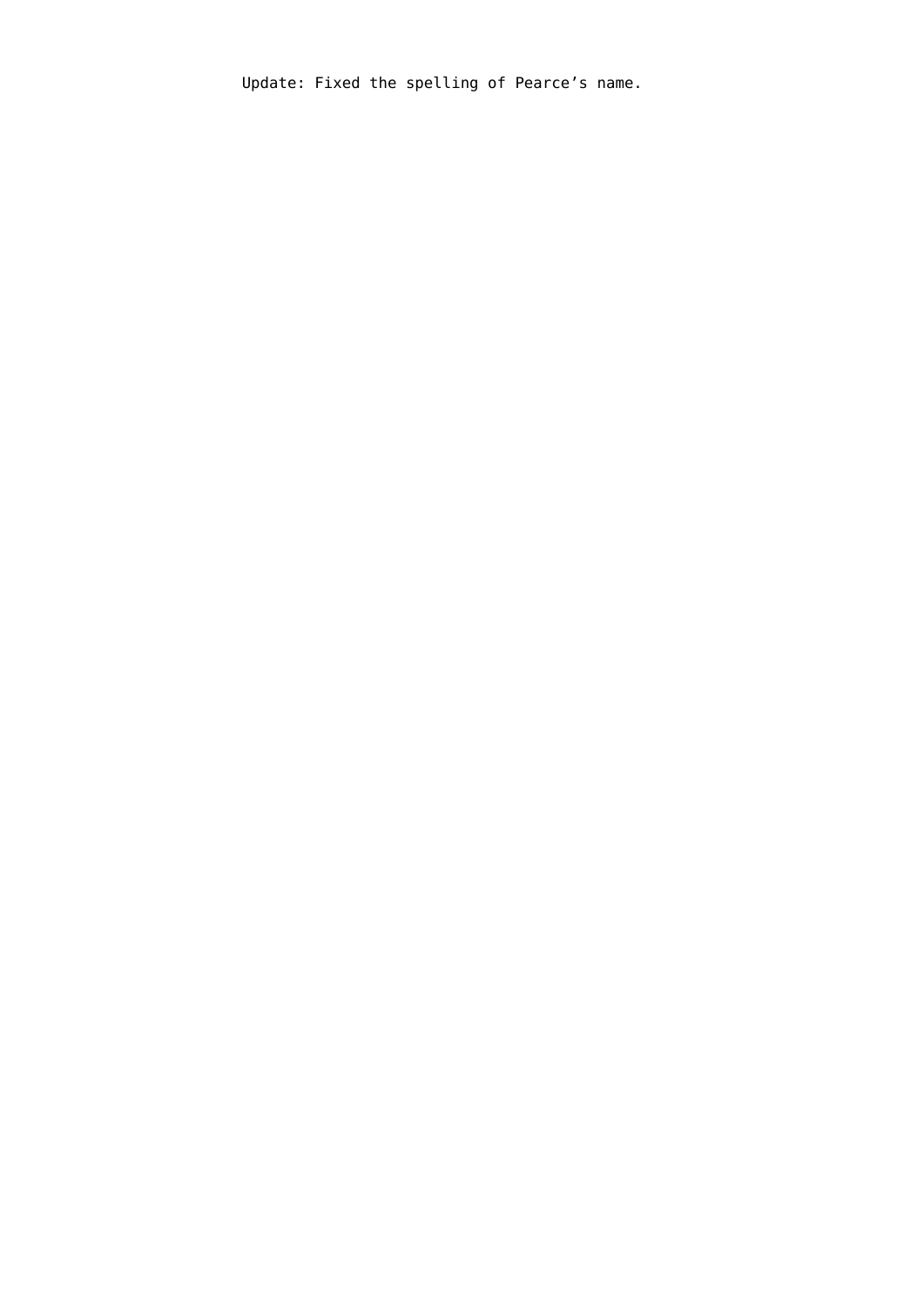Update: Fixed the spelling of Pearce’s name.